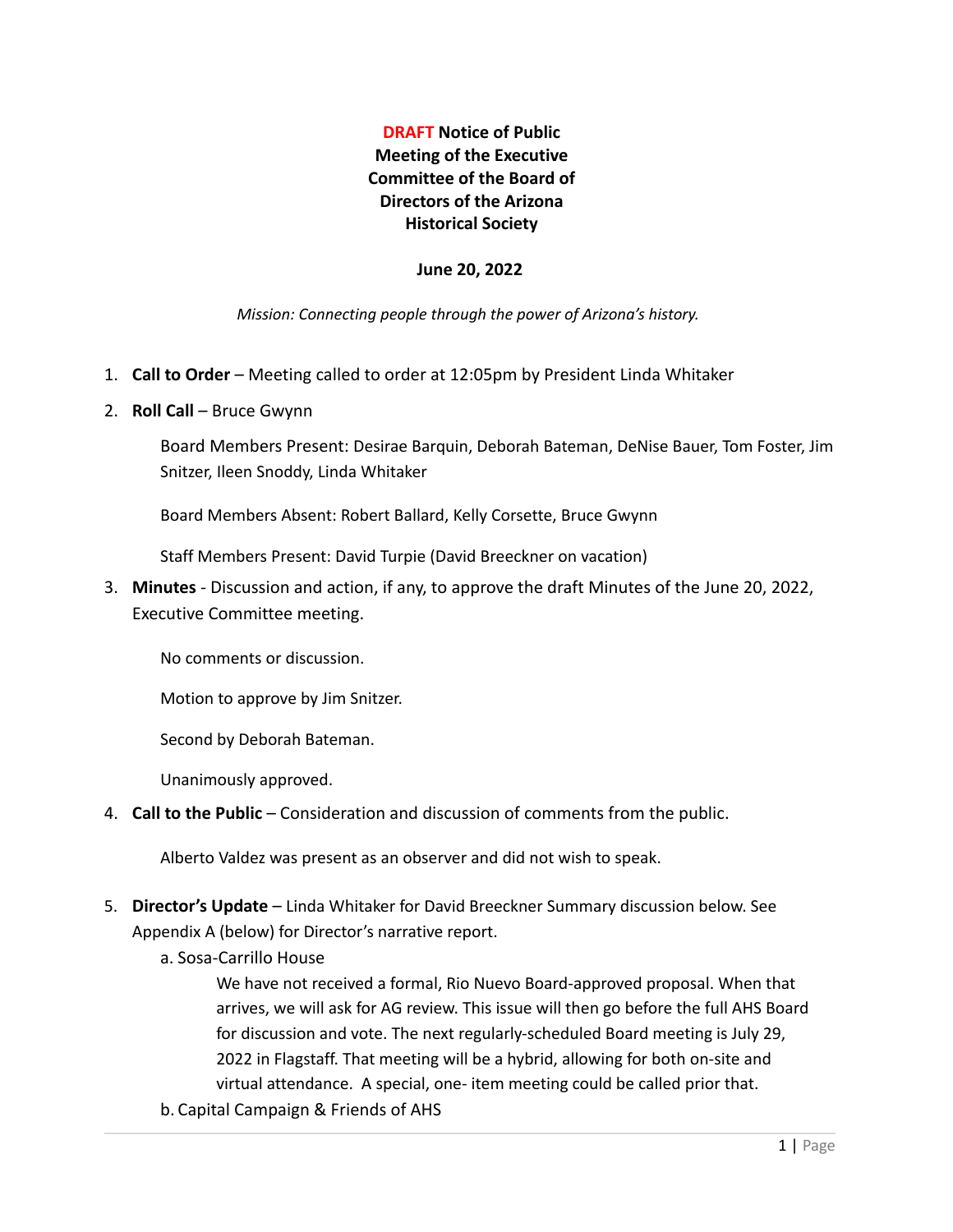# **DRAFT** Notice of Public Meeting of the Executive Committee of the Board of Directors of the Arizona Historical Society

**June 20, 2022**

*Mission: Connecting people through the power of Arizona's history.*

1. **Call to Order** – Meeting called to order at 12:05pm by President Linda Whitaker
2. **Roll Call** – Bruce Gwynn

   Board Members Present: Desirae Barquin, Deborah Bateman, DeNise Bauer, Tom Foster, Jim Snitzer, Ileen Snoddy, Linda Whitaker

   Board Members Absent: Robert Ballard, Kelly Corsette, Bruce Gwynn

   Staff Members Present: David Turpie (David Breeckner on vacation)

3. **Minutes** - Discussion and action, if any, to approve the draft Minutes of the June 20, 2022, Executive Committee meeting.

   No comments or discussion.

   Motion to approve by Jim Snitzer.

   Second by Deborah Bateman.

   Unanimously approved.

4. **Call to the Public** – Consideration and discussion of comments from the public.

   Alberto Valdez was present as an observer and did not wish to speak.

5. **Director's Update** – Linda Whitaker for David Breeckner Summary discussion below. See Appendix A (below) for Director's narrative report.
   a. Sosa-Carrillo House

      We have not received a formal, Rio Nuevo Board-approved proposal. When that arrives, we will ask for AG review. This issue will then go before the full AHS Board for discussion and vote. The next regularly-scheduled Board meeting is July 29, 2022 in Flagstaff. That meeting will be a hybrid, allowing for both on-site and virtual attendance. A special, one- item meeting could be called prior that.

   b. Capital Campaign & Friends of AHS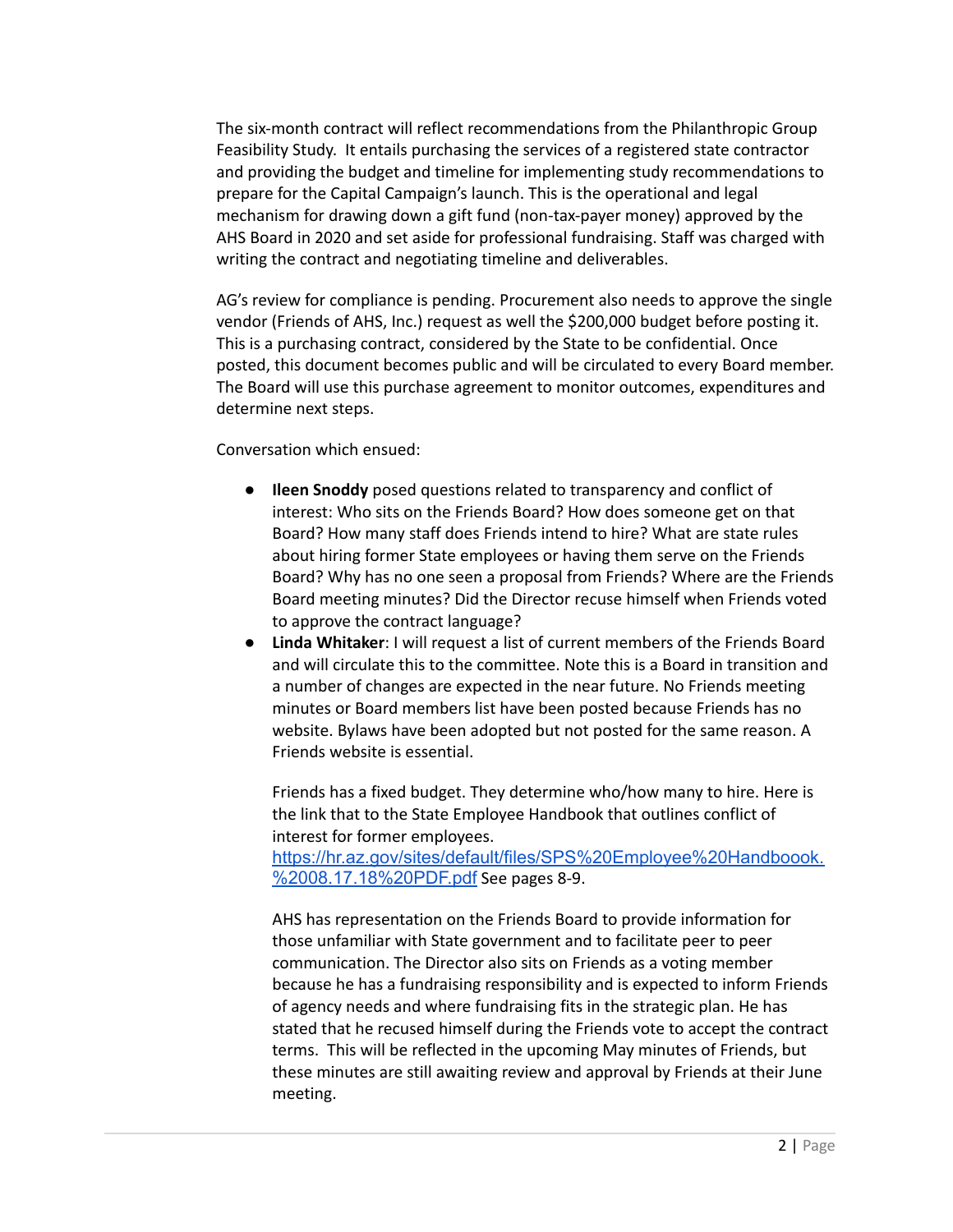The six-month contract will reflect recommendations from the Philanthropic Group Feasibility Study. It entails purchasing the services of a registered state contractor and providing the budget and timeline for implementing study recommendations to prepare for the Capital Campaign's launch. This is the operational and legal mechanism for drawing down a gift fund (non-tax-payer money) approved by the AHS Board in 2020 and set aside for professional fundraising. Staff was charged with writing the contract and negotiating timeline and deliverables.

AG's review for compliance is pending. Procurement also needs to approve the single vendor (Friends of AHS, Inc.) request as well the $200,000 budget before posting it. This is a purchasing contract, considered by the State to be confidential. Once posted, this document becomes public and will be circulated to every Board member. The Board will use this purchase agreement to monitor outcomes, expenditures and determine next steps.

Conversation which ensued:

- **Ileen Snoddy** posed questions related to transparency and conflict of interest: Who sits on the Friends Board? How does someone get on that Board? How many staff does Friends intend to hire? What are state rules about hiring former State employees or having them serve on the Friends Board? Why has no one seen a proposal from Friends? Where are the Friends Board meeting minutes? Did the Director recuse himself when Friends voted to approve the contract language?
- **Linda Whitaker**: I will request a list of current members of the Friends Board and will circulate this to the committee. Note this is a Board in transition and a number of changes are expected in the near future. No Friends meeting minutes or Board members list have been posted because Friends has no website. Bylaws have been adopted but not posted for the same reason. A Friends website is essential.

  Friends has a fixed budget. They determine who/how many to hire. Here is the link that to the State Employee Handbook that outlines conflict of interest for former employees. [https://hr.az.gov/sites/default/files/SPS%20Employee%20Handboook.%2008.17.18%20PDF.pdf](https://hr.az.gov/sites/default/files/SPS%20Employee%20Handboook.%2008.17.18%20PDF.pdf) See pages 8-9.

  AHS has representation on the Friends Board to provide information for those unfamiliar with State government and to facilitate peer to peer communication. The Director also sits on Friends as a voting member because he has a fundraising responsibility and is expected to inform Friends of agency needs and where fundraising fits in the strategic plan. He has stated that he recused himself during the Friends vote to accept the contract terms. This will be reflected in the upcoming May minutes of Friends, but these minutes are still awaiting review and approval by Friends at their June meeting.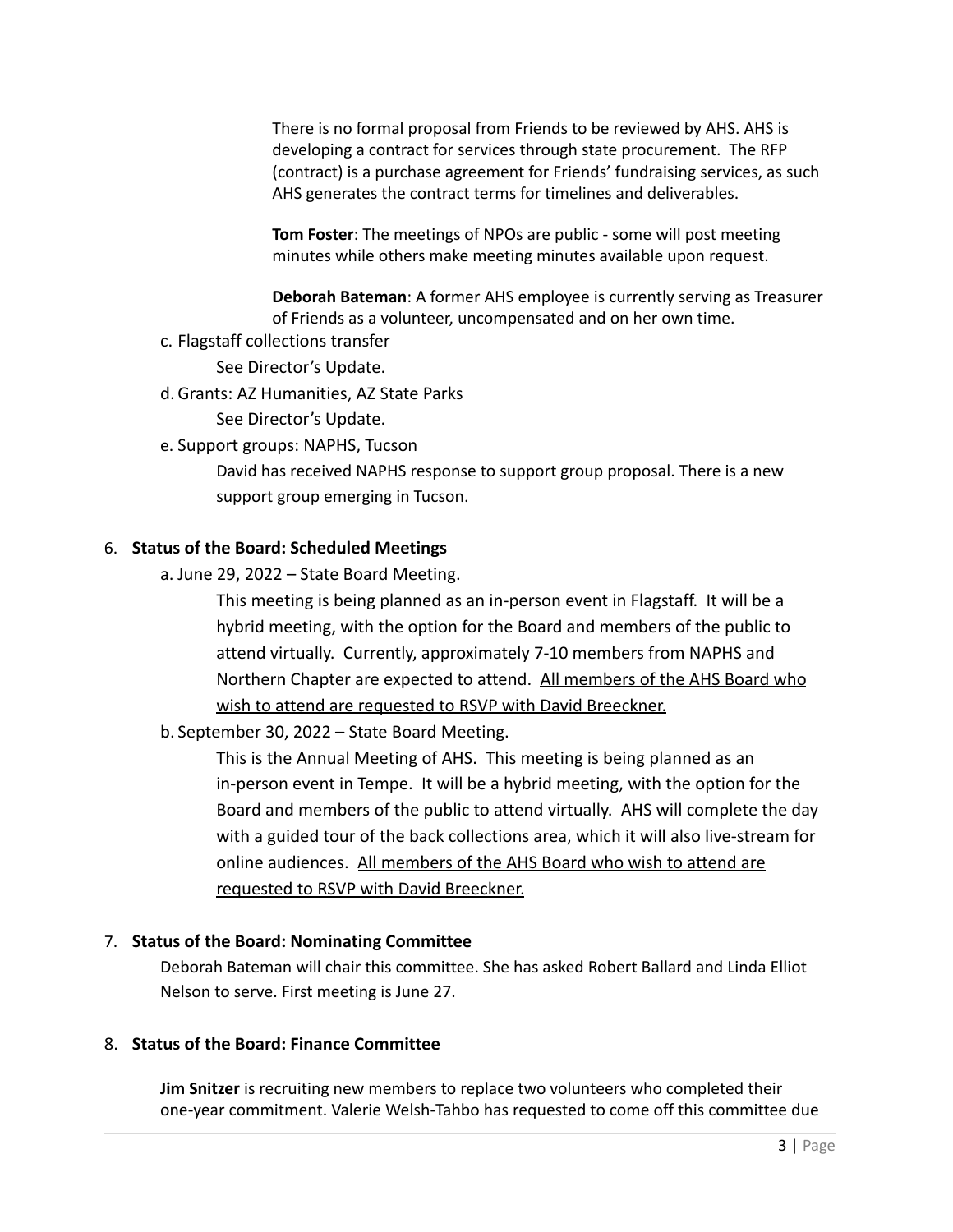There is no formal proposal from Friends to be reviewed by AHS. AHS is developing a contract for services through state procurement. The RFP (contract) is a purchase agreement for Friends' fundraising services, as such AHS generates the contract terms for timelines and deliverables.

**Tom Foster**: The meetings of NPOs are public - some will post meeting minutes while others make meeting minutes available upon request.

**Deborah Bateman**: A former AHS employee is currently serving as Treasurer of Friends as a volunteer, uncompensated and on her own time.

c. Flagstaff collections transfer

See Director's Update.

d. Grants: AZ Humanities, AZ State Parks

See Director's Update.

e. Support groups: NAPHS, Tucson

David has received NAPHS response to support group proposal. There is a new support group emerging in Tucson.

6. **Status of the Board: Scheduled Meetings**

a. June 29, 2022 – State Board Meeting.

This meeting is being planned as an in-person event in Flagstaff. It will be a hybrid meeting, with the option for the Board and members of the public to attend virtually. Currently, approximately 7-10 members from NAPHS and Northern Chapter are expected to attend. <u>All members of the AHS Board who wish to attend are requested to RSVP with David Breeckner.</u>

b. September 30, 2022 – State Board Meeting.

This is the Annual Meeting of AHS. This meeting is being planned as an in-person event in Tempe. It will be a hybrid meeting, with the option for the Board and members of the public to attend virtually. AHS will complete the day with a guided tour of the back collections area, which it will also live-stream for online audiences. <u>All members of the AHS Board who wish to attend are requested to RSVP with David Breeckner.</u>

7. **Status of the Board: Nominating Committee**

Deborah Bateman will chair this committee. She has asked Robert Ballard and Linda Elliot Nelson to serve. First meeting is June 27.

8. **Status of the Board: Finance Committee**

**Jim Snitzer** is recruiting new members to replace two volunteers who completed their one-year commitment. Valerie Welsh-Tahbo has requested to come off this committee due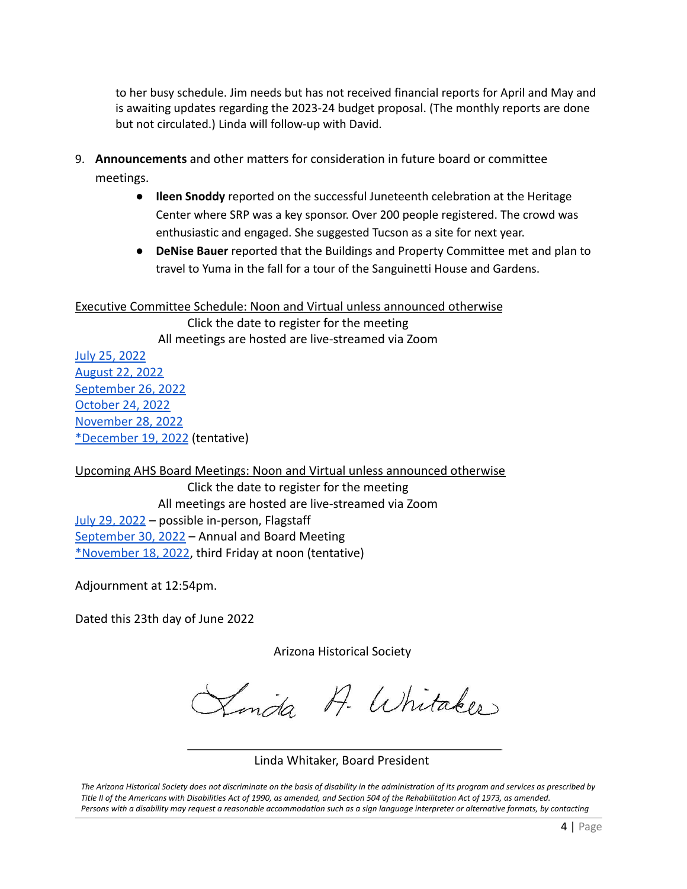to her busy schedule. Jim needs but has not received financial reports for April and May and is awaiting updates regarding the 2023-24 budget proposal. (The monthly reports are done but not circulated.) Linda will follow-up with David.

9. **Announcements** and other matters for consideration in future board or committee meetings.
    - **Ileen Snoddy** reported on the successful Juneteenth celebration at the Heritage Center where SRP was a key sponsor. Over 200 people registered. The crowd was enthusiastic and engaged. She suggested Tucson as a site for next year.
    - **DeNise Bauer** reported that the Buildings and Property Committee met and plan to travel to Yuma in the fall for a tour of the Sanguinetti House and Gardens.

<u>Executive Committee Schedule: Noon and Virtual unless announced otherwise</u>

Click the date to register for the meeting
All meetings are hosted are live-streamed via Zoom

July 25, 2022
August 22, 2022
September 26, 2022
October 24, 2022
November 28, 2022
*December 19, 2022 (tentative)

<u>Upcoming AHS Board Meetings: Noon and Virtual unless announced otherwise</u>

Click the date to register for the meeting
All meetings are hosted are live-streamed via Zoom

July 29, 2022 – possible in-person, Flagstaff
September 30, 2022 – Annual and Board Meeting
*November 18, 2022, third Friday at noon (tentative)

Adjournment at 12:54pm.

Dated this 23th day of June 2022

Arizona Historical Society

Linda A. Whitaker

Linda Whitaker, Board President

*The Arizona Historical Society does not discriminate on the basis of disability in the administration of its program and services as prescribed by Title II of the Americans with Disabilities Act of 1990, as amended, and Section 504 of the Rehabilitation Act of 1973, as amended. Persons with a disability may request a reasonable accommodation such as a sign language interpreter or alternative formats, by contacting*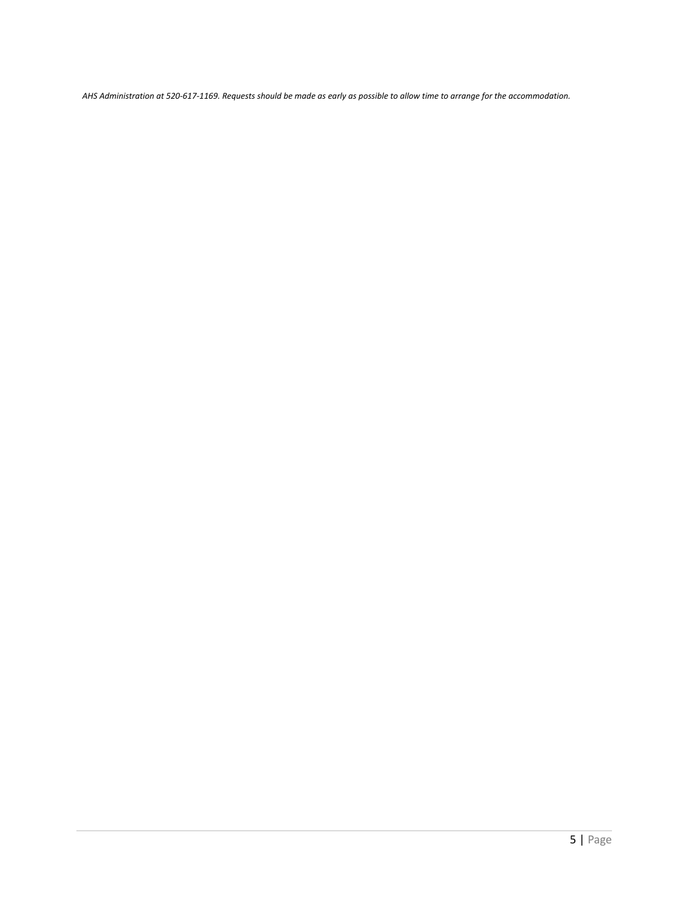*AHS Administration at 520-617-1169. Requests should be made as early as possible to allow time to arrange for the accommodation.*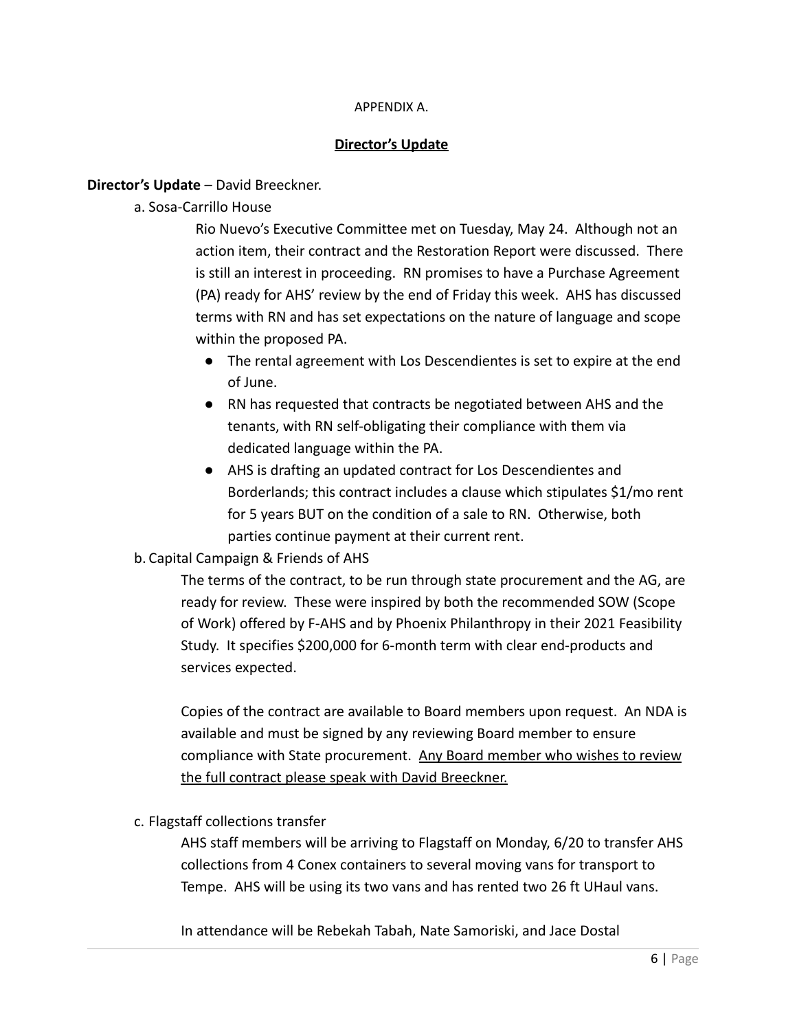APPENDIX A.

## Director's Update

**Director's Update** – David Breeckner.

a. Sosa-Carrillo House

Rio Nuevo's Executive Committee met on Tuesday, May 24. Although not an action item, their contract and the Restoration Report were discussed. There is still an interest in proceeding. RN promises to have a Purchase Agreement (PA) ready for AHS' review by the end of Friday this week. AHS has discussed terms with RN and has set expectations on the nature of language and scope within the proposed PA.

- The rental agreement with Los Descendientes is set to expire at the end of June.
- RN has requested that contracts be negotiated between AHS and the tenants, with RN self-obligating their compliance with them via dedicated language within the PA.
- AHS is drafting an updated contract for Los Descendientes and Borderlands; this contract includes a clause which stipulates $1/mo rent for 5 years BUT on the condition of a sale to RN. Otherwise, both parties continue payment at their current rent.

b. Capital Campaign & Friends of AHS

The terms of the contract, to be run through state procurement and the AG, are ready for review. These were inspired by both the recommended SOW (Scope of Work) offered by F-AHS and by Phoenix Philanthropy in their 2021 Feasibility Study. It specifies $200,000 for 6-month term with clear end-products and services expected.

Copies of the contract are available to Board members upon request. An NDA is available and must be signed by any reviewing Board member to ensure compliance with State procurement. <u>Any Board member who wishes to review the full contract please speak with David Breeckner.</u>

c. Flagstaff collections transfer

AHS staff members will be arriving to Flagstaff on Monday, 6/20 to transfer AHS collections from 4 Conex containers to several moving vans for transport to Tempe. AHS will be using its two vans and has rented two 26 ft UHaul vans.

In attendance will be Rebekah Tabah, Nate Samoriski, and Jace Dostal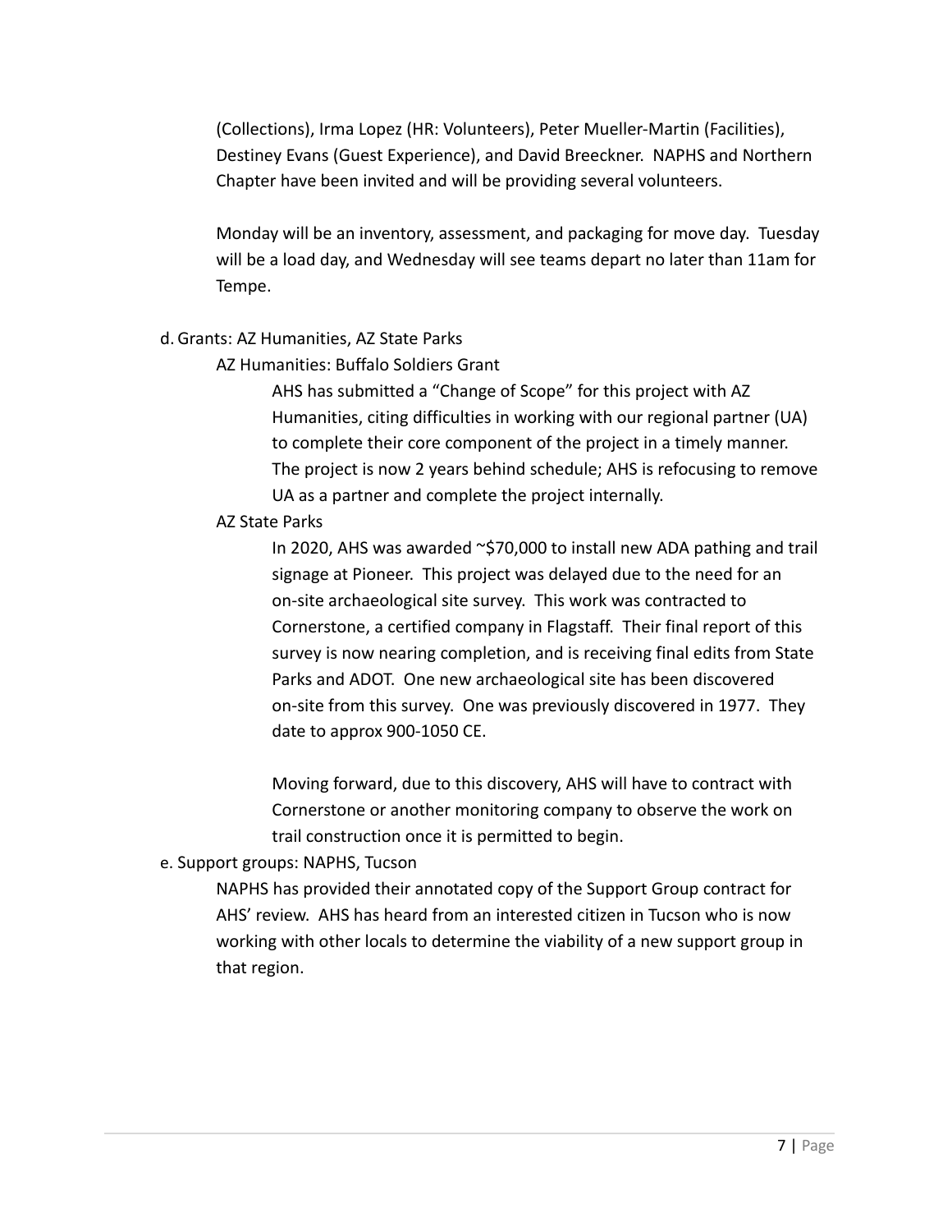(Collections), Irma Lopez (HR: Volunteers), Peter Mueller-Martin (Facilities), Destiney Evans (Guest Experience), and David Breeckner. NAPHS and Northern Chapter have been invited and will be providing several volunteers.

Monday will be an inventory, assessment, and packaging for move day. Tuesday will be a load day, and Wednesday will see teams depart no later than 11am for Tempe.

d. Grants: AZ Humanities, AZ State Parks

AZ Humanities: Buffalo Soldiers Grant

AHS has submitted a "Change of Scope" for this project with AZ Humanities, citing difficulties in working with our regional partner (UA) to complete their core component of the project in a timely manner. The project is now 2 years behind schedule; AHS is refocusing to remove UA as a partner and complete the project internally.

AZ State Parks

In 2020, AHS was awarded ~$70,000 to install new ADA pathing and trail signage at Pioneer. This project was delayed due to the need for an on-site archaeological site survey. This work was contracted to Cornerstone, a certified company in Flagstaff. Their final report of this survey is now nearing completion, and is receiving final edits from State Parks and ADOT. One new archaeological site has been discovered on-site from this survey. One was previously discovered in 1977. They date to approx 900-1050 CE.

Moving forward, due to this discovery, AHS will have to contract with Cornerstone or another monitoring company to observe the work on trail construction once it is permitted to begin.

e. Support groups: NAPHS, Tucson

NAPHS has provided their annotated copy of the Support Group contract for AHS' review. AHS has heard from an interested citizen in Tucson who is now working with other locals to determine the viability of a new support group in that region.